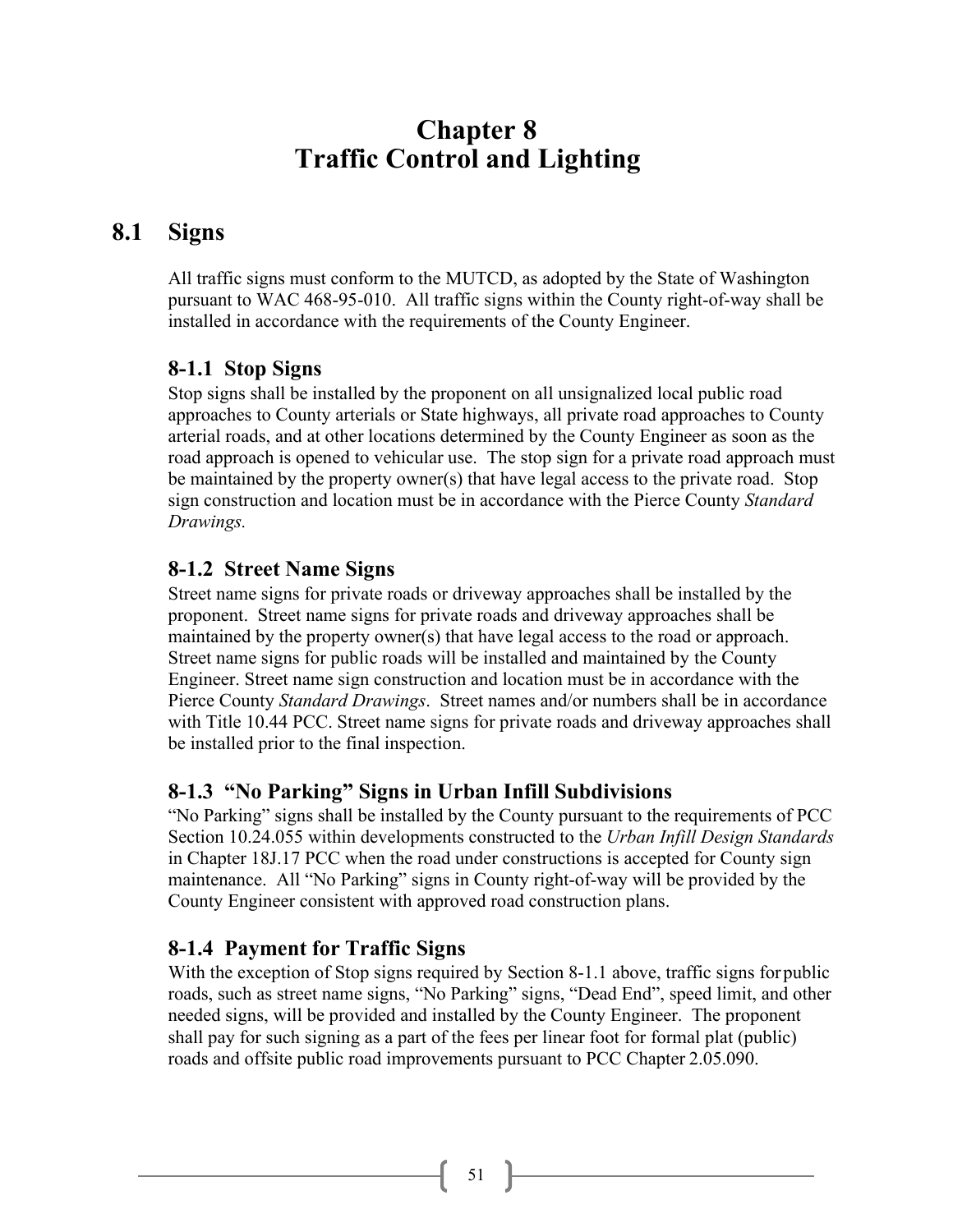# Chapter 8
# Traffic Control and Lighting

## 8.1 Signs

All traffic signs must conform to the MUTCD, as adopted by the State of Washington pursuant to WAC 468-95-010. All traffic signs within the County right-of-way shall be installed in accordance with the requirements of the County Engineer.

### 8-1.1 Stop Signs

Stop signs shall be installed by the proponent on all unsignalized local public road approaches to County arterials or State highways, all private road approaches to County arterial roads, and at other locations determined by the County Engineer as soon as the road approach is opened to vehicular use. The stop sign for a private road approach must be maintained by the property owner(s) that have legal access to the private road. Stop sign construction and location must be in accordance with the Pierce County *Standard Drawings.*

### 8-1.2 Street Name Signs

Street name signs for private roads or driveway approaches shall be installed by the proponent. Street name signs for private roads and driveway approaches shall be maintained by the property owner(s) that have legal access to the road or approach. Street name signs for public roads will be installed and maintained by the County Engineer. Street name sign construction and location must be in accordance with the Pierce County *Standard Drawings*. Street names and/or numbers shall be in accordance with Title 10.44 PCC. Street name signs for private roads and driveway approaches shall be installed prior to the final inspection.

### 8-1.3 "No Parking" Signs in Urban Infill Subdivisions

"No Parking" signs shall be installed by the County pursuant to the requirements of PCC Section 10.24.055 within developments constructed to the *Urban Infill Design Standards* in Chapter 18J.17 PCC when the road under constructions is accepted for County sign maintenance. All "No Parking" signs in County right-of-way will be provided by the County Engineer consistent with approved road construction plans.

### 8-1.4 Payment for Traffic Signs

With the exception of Stop signs required by Section 8-1.1 above, traffic signs for public roads, such as street name signs, "No Parking" signs, "Dead End", speed limit, and other needed signs, will be provided and installed by the County Engineer. The proponent shall pay for such signing as a part of the fees per linear foot for formal plat (public) roads and offsite public road improvements pursuant to PCC Chapter 2.05.090.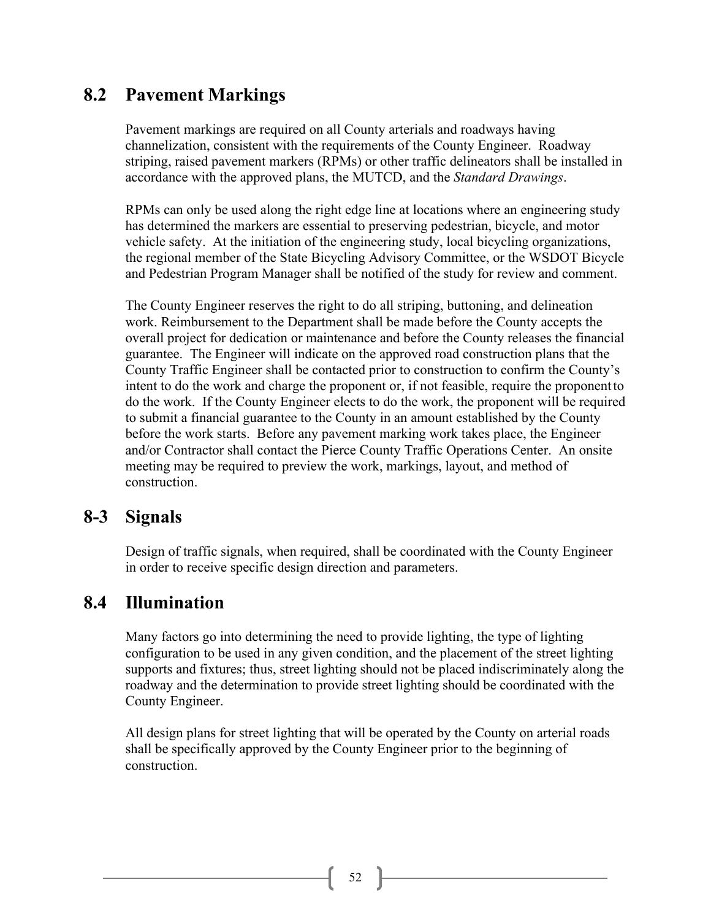## 8.2 Pavement Markings

Pavement markings are required on all County arterials and roadways having channelization, consistent with the requirements of the County Engineer. Roadway striping, raised pavement markers (RPMs) or other traffic delineators shall be installed in accordance with the approved plans, the MUTCD, and the *Standard Drawings*.

RPMs can only be used along the right edge line at locations where an engineering study has determined the markers are essential to preserving pedestrian, bicycle, and motor vehicle safety. At the initiation of the engineering study, local bicycling organizations, the regional member of the State Bicycling Advisory Committee, or the WSDOT Bicycle and Pedestrian Program Manager shall be notified of the study for review and comment.

The County Engineer reserves the right to do all striping, buttoning, and delineation work. Reimbursement to the Department shall be made before the County accepts the overall project for dedication or maintenance and before the County releases the financial guarantee. The Engineer will indicate on the approved road construction plans that the County Traffic Engineer shall be contacted prior to construction to confirm the County's intent to do the work and charge the proponent or, if not feasible, require the proponent to do the work. If the County Engineer elects to do the work, the proponent will be required to submit a financial guarantee to the County in an amount established by the County before the work starts. Before any pavement marking work takes place, the Engineer and/or Contractor shall contact the Pierce County Traffic Operations Center. An onsite meeting may be required to preview the work, markings, layout, and method of construction.

## 8-3 Signals

Design of traffic signals, when required, shall be coordinated with the County Engineer in order to receive specific design direction and parameters.

## 8.4 Illumination

Many factors go into determining the need to provide lighting, the type of lighting configuration to be used in any given condition, and the placement of the street lighting supports and fixtures; thus, street lighting should not be placed indiscriminately along the roadway and the determination to provide street lighting should be coordinated with the County Engineer.

All design plans for street lighting that will be operated by the County on arterial roads shall be specifically approved by the County Engineer prior to the beginning of construction.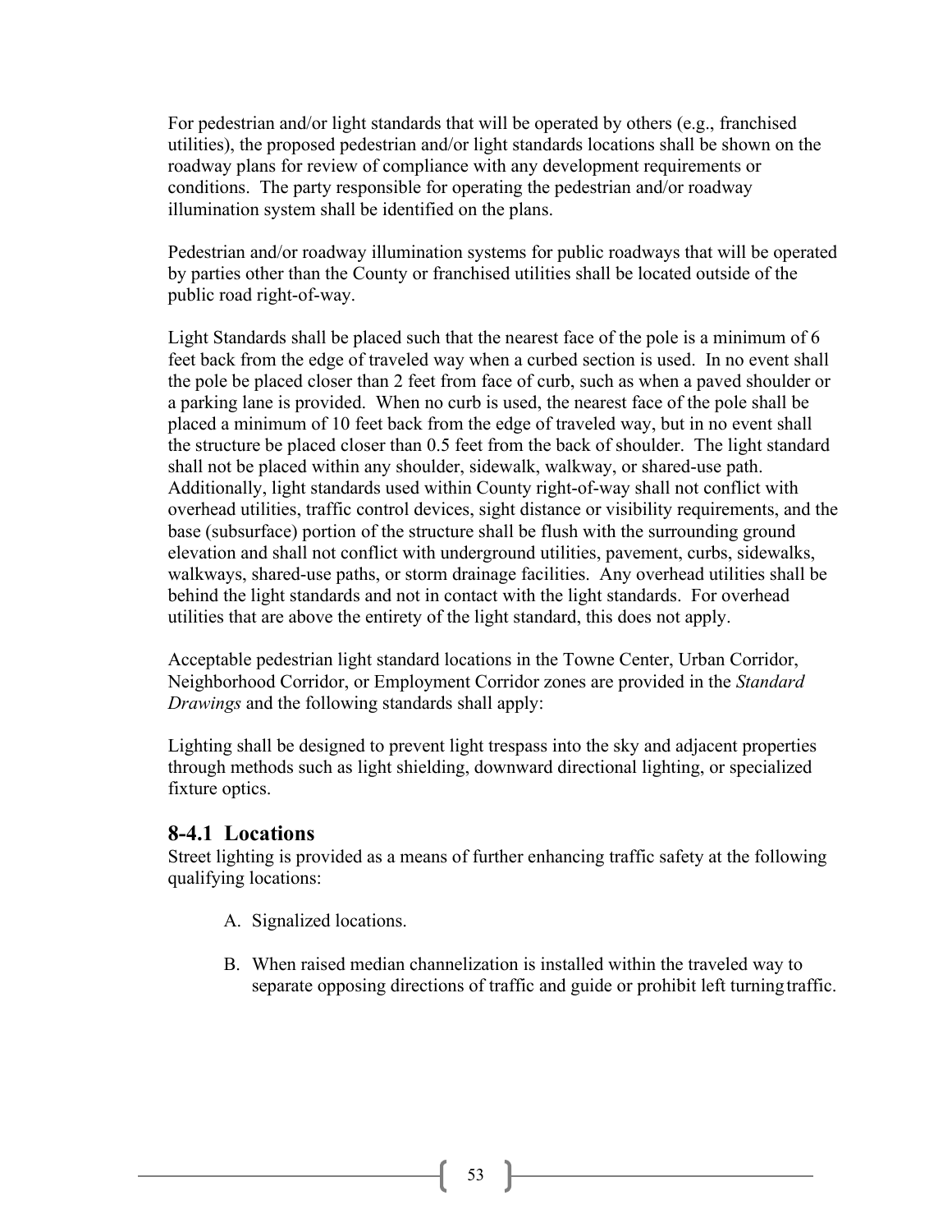For pedestrian and/or light standards that will be operated by others (e.g., franchised utilities), the proposed pedestrian and/or light standards locations shall be shown on the roadway plans for review of compliance with any development requirements or conditions. The party responsible for operating the pedestrian and/or roadway illumination system shall be identified on the plans.

Pedestrian and/or roadway illumination systems for public roadways that will be operated by parties other than the County or franchised utilities shall be located outside of the public road right-of-way.

Light Standards shall be placed such that the nearest face of the pole is a minimum of 6 feet back from the edge of traveled way when a curbed section is used. In no event shall the pole be placed closer than 2 feet from face of curb, such as when a paved shoulder or a parking lane is provided. When no curb is used, the nearest face of the pole shall be placed a minimum of 10 feet back from the edge of traveled way, but in no event shall the structure be placed closer than 0.5 feet from the back of shoulder. The light standard shall not be placed within any shoulder, sidewalk, walkway, or shared-use path. Additionally, light standards used within County right-of-way shall not conflict with overhead utilities, traffic control devices, sight distance or visibility requirements, and the base (subsurface) portion of the structure shall be flush with the surrounding ground elevation and shall not conflict with underground utilities, pavement, curbs, sidewalks, walkways, shared-use paths, or storm drainage facilities. Any overhead utilities shall be behind the light standards and not in contact with the light standards. For overhead utilities that are above the entirety of the light standard, this does not apply.

Acceptable pedestrian light standard locations in the Towne Center, Urban Corridor, Neighborhood Corridor, or Employment Corridor zones are provided in the *Standard Drawings* and the following standards shall apply:

Lighting shall be designed to prevent light trespass into the sky and adjacent properties through methods such as light shielding, downward directional lighting, or specialized fixture optics.

## 8-4.1 Locations

Street lighting is provided as a means of further enhancing traffic safety at the following qualifying locations:

A. Signalized locations.

B. When raised median channelization is installed within the traveled way to separate opposing directions of traffic and guide or prohibit left turning traffic.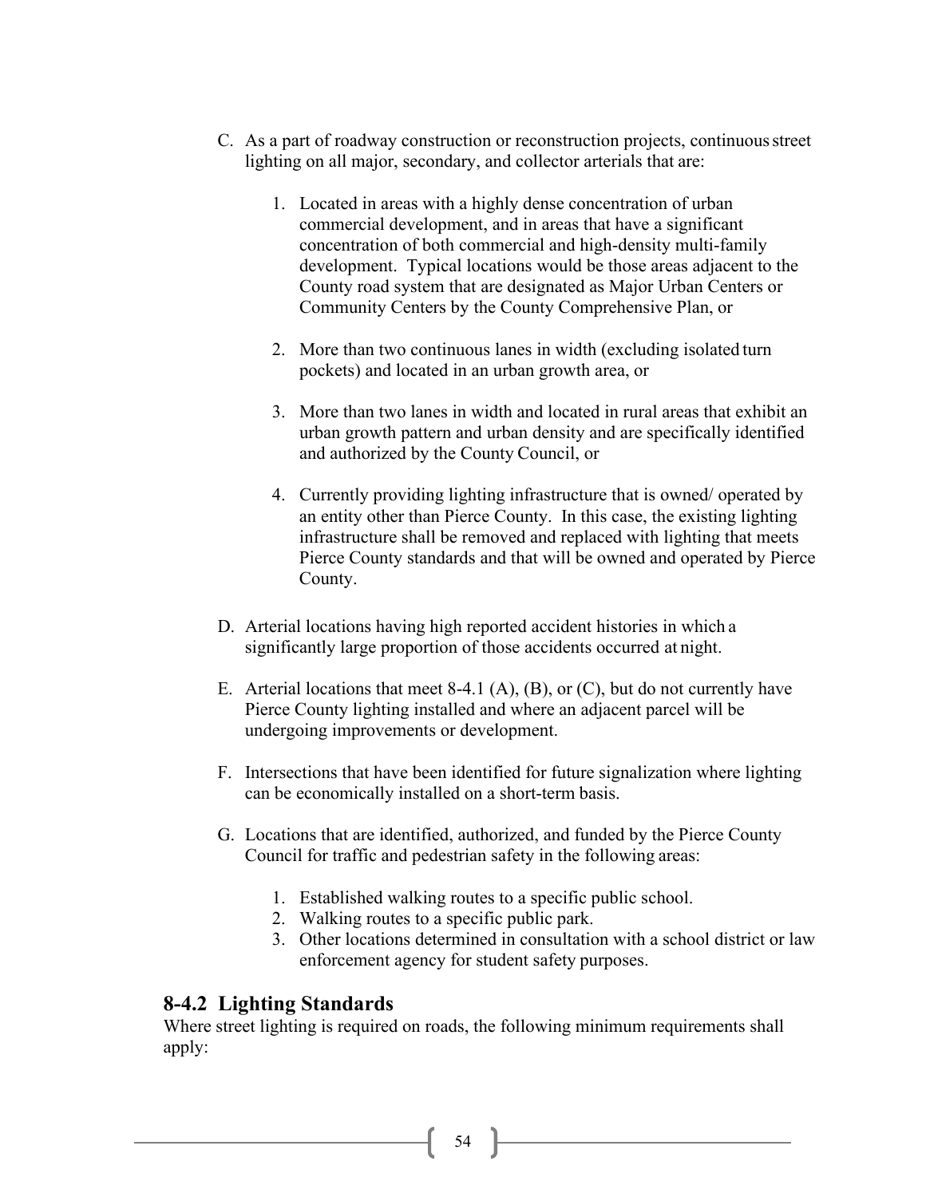C. As a part of roadway construction or reconstruction projects, continuous street lighting on all major, secondary, and collector arterials that are:

   1. Located in areas with a highly dense concentration of urban commercial development, and in areas that have a significant concentration of both commercial and high-density multi-family development. Typical locations would be those areas adjacent to the County road system that are designated as Major Urban Centers or Community Centers by the County Comprehensive Plan, or

   2. More than two continuous lanes in width (excluding isolated turn pockets) and located in an urban growth area, or

   3. More than two lanes in width and located in rural areas that exhibit an urban growth pattern and urban density and are specifically identified and authorized by the County Council, or

   4. Currently providing lighting infrastructure that is owned/ operated by an entity other than Pierce County. In this case, the existing lighting infrastructure shall be removed and replaced with lighting that meets Pierce County standards and that will be owned and operated by Pierce County.

D. Arterial locations having high reported accident histories in which a significantly large proportion of those accidents occurred at night.

E. Arterial locations that meet 8-4.1 (A), (B), or (C), but do not currently have Pierce County lighting installed and where an adjacent parcel will be undergoing improvements or development.

F. Intersections that have been identified for future signalization where lighting can be economically installed on a short-term basis.

G. Locations that are identified, authorized, and funded by the Pierce County Council for traffic and pedestrian safety in the following areas:

   1. Established walking routes to a specific public school.
   2. Walking routes to a specific public park.
   3. Other locations determined in consultation with a school district or law enforcement agency for student safety purposes.

## 8-4.2 Lighting Standards

Where street lighting is required on roads, the following minimum requirements shall apply: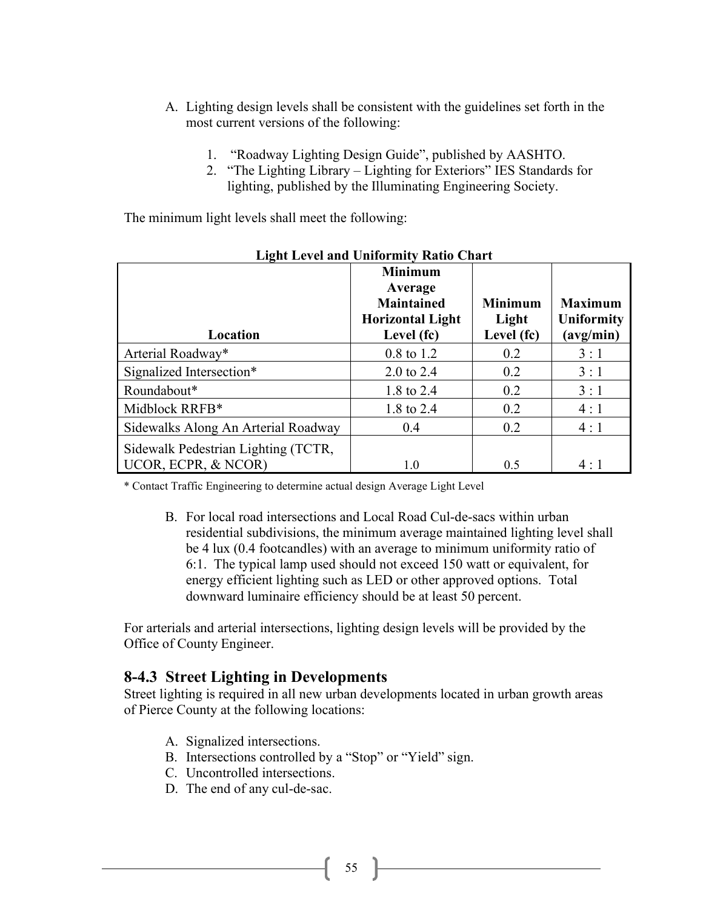A. Lighting design levels shall be consistent with the guidelines set forth in the most current versions of the following:

   1. "Roadway Lighting Design Guide", published by AASHTO.
   2. "The Lighting Library – Lighting for Exteriors" IES Standards for lighting, published by the Illuminating Engineering Society.

The minimum light levels shall meet the following:

**Light Level and Uniformity Ratio Chart**

| Location | Minimum Average Maintained Horizontal Light Level (fc) | Minimum Light Level (fc) | Maximum Uniformity (avg/min) |
|---|---|---|---|
| Arterial Roadway* | 0.8 to 1.2 | 0.2 | 3 : 1 |
| Signalized Intersection* | 2.0 to 2.4 | 0.2 | 3 : 1 |
| Roundabout* | 1.8 to 2.4 | 0.2 | 3 : 1 |
| Midblock RRFB* | 1.8 to 2.4 | 0.2 | 4 : 1 |
| Sidewalks Along An Arterial Roadway | 0.4 | 0.2 | 4 : 1 |
| Sidewalk Pedestrian Lighting (TCTR, UCOR, ECPR, & NCOR) | 1.0 | 0.5 | 4 : 1 |

* Contact Traffic Engineering to determine actual design Average Light Level

B. For local road intersections and Local Road Cul-de-sacs within urban residential subdivisions, the minimum average maintained lighting level shall be 4 lux (0.4 footcandles) with an average to minimum uniformity ratio of 6:1. The typical lamp used should not exceed 150 watt or equivalent, for energy efficient lighting such as LED or other approved options. Total downward luminaire efficiency should be at least 50 percent.

For arterials and arterial intersections, lighting design levels will be provided by the Office of County Engineer.

## 8-4.3 Street Lighting in Developments

Street lighting is required in all new urban developments located in urban growth areas of Pierce County at the following locations:

A. Signalized intersections.
B. Intersections controlled by a "Stop" or "Yield" sign.
C. Uncontrolled intersections.
D. The end of any cul-de-sac.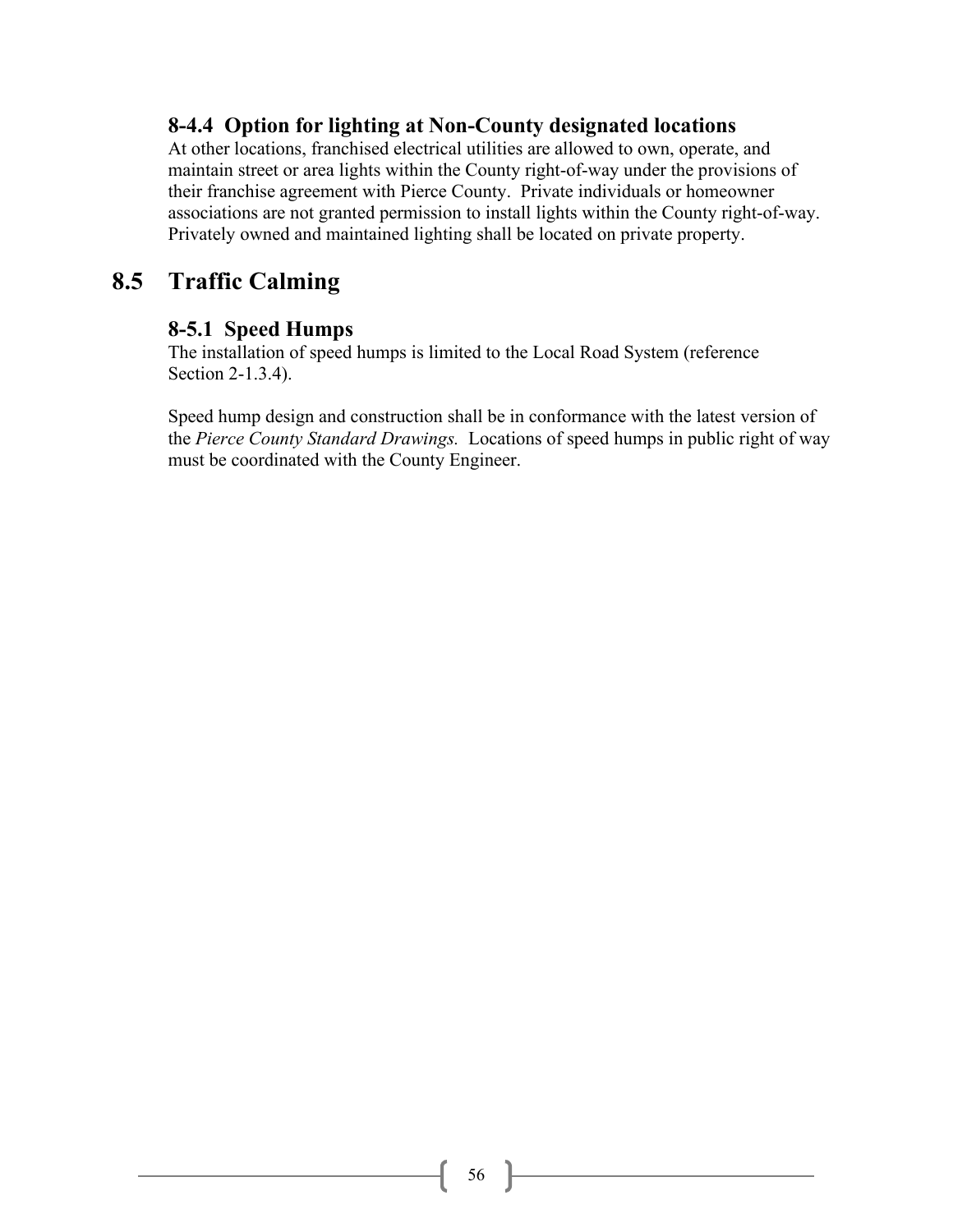### 8-4.4 Option for lighting at Non-County designated locations

At other locations, franchised electrical utilities are allowed to own, operate, and maintain street or area lights within the County right-of-way under the provisions of their franchise agreement with Pierce County. Private individuals or homeowner associations are not granted permission to install lights within the County right-of-way. Privately owned and maintained lighting shall be located on private property.

## 8.5 Traffic Calming

### 8-5.1 Speed Humps

The installation of speed humps is limited to the Local Road System (reference Section 2-1.3.4).

Speed hump design and construction shall be in conformance with the latest version of the *Pierce County Standard Drawings.* Locations of speed humps in public right of way must be coordinated with the County Engineer.